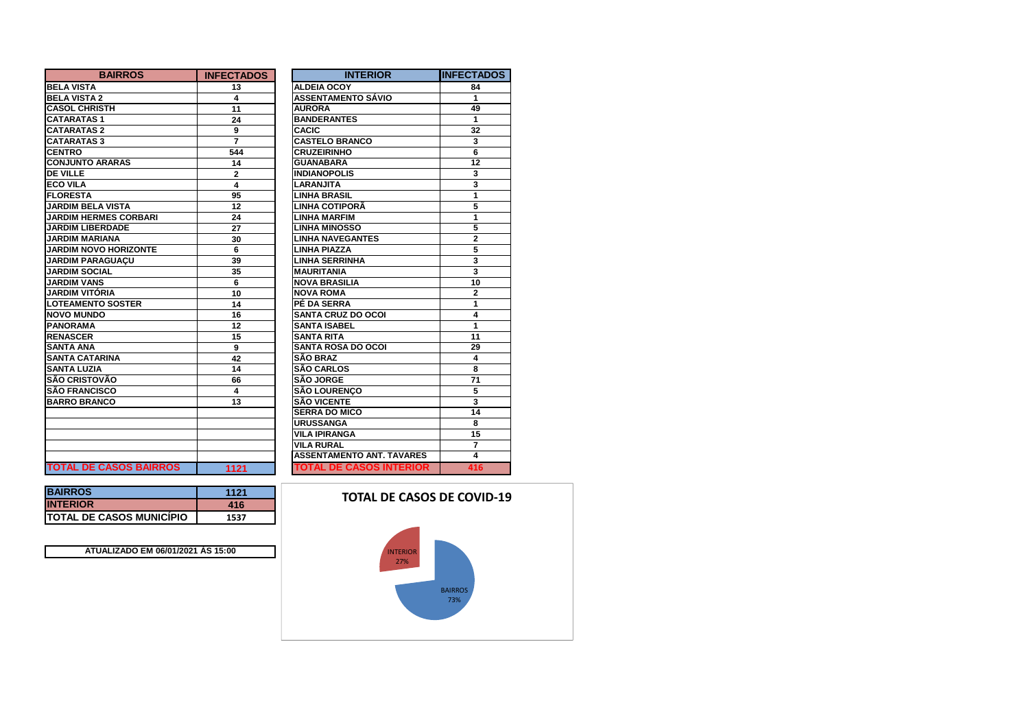| BAIRROS | INFECTADOS |
|---|---|
| BELA VISTA | 13 |
| BELA VISTA 2 | 4 |
| CASOL CHRISTH | 11 |
| CATARATAS 1 | 24 |
| CATARATAS 2 | 9 |
| CATARATAS 3 | 7 |
| CENTRO | 544 |
| CONJUNTO ARARAS | 14 |
| DE VILLE | 2 |
| ECO VILA | 4 |
| FLORESTA | 95 |
| JARDIM BELA VISTA | 12 |
| JARDIM HERMES CORBARI | 24 |
| JARDIM LIBERDADE | 27 |
| JARDIM MARIANA | 30 |
| JARDIM NOVO HORIZONTE | 6 |
| JARDIM PARAGUAÇU | 39 |
| JARDIM SOCIAL | 35 |
| JARDIM VANS | 6 |
| JARDIM VITÓRIA | 10 |
| LOTEAMENTO SOSTER | 14 |
| NOVO MUNDO | 16 |
| PANORAMA | 12 |
| RENASCER | 15 |
| SANTA ANA | 9 |
| SANTA CATARINA | 42 |
| SANTA LUZIA | 14 |
| SÃO CRISTOVÃO | 66 |
| SÃO FRANCISCO | 4 |
| BARRO BRANCO | 13 |
| **TOTAL DE CASOS BAIRROS** | **1121** |

| INTERIOR | INFECTADOS |
|---|---|
| ALDEIA OCOY | 84 |
| ASSENTAMENTO SÁVIO | 1 |
| AURORA | 49 |
| BANDERANTES | 1 |
| CACIC | 32 |
| CASTELO BRANCO | 3 |
| CRUZEIRINHO | 6 |
| GUANABARA | 12 |
| INDIANOPOLIS | 3 |
| LARANJITA | 3 |
| LINHA BRASIL | 1 |
| LINHA COTIPORÃ | 5 |
| LINHA MARFIM | 1 |
| LINHA MINOSSO | 5 |
| LINHA NAVEGANTES | 2 |
| LINHA PIAZZA | 5 |
| LINHA SERRINHA | 3 |
| MAURITANIA | 3 |
| NOVA BRASILIA | 10 |
| NOVA ROMA | 2 |
| PÉ DA SERRA | 1 |
| SANTA CRUZ DO OCOI | 4 |
| SANTA ISABEL | 1 |
| SANTA RITA | 11 |
| SANTA ROSA DO OCOI | 29 |
| SÃO BRAZ | 4 |
| SÃO CARLOS | 8 |
| SÃO JORGE | 71 |
| SÃO LOURENÇO | 5 |
| SÃO VICENTE | 3 |
| SERRA DO MICO | 14 |
| URUSSANGA | 8 |
| VILA IPIRANGA | 15 |
| VILA RURAL | 7 |
| ASSENTAMENTO ANT. TAVARES | 4 |
| **TOTAL DE CASOS INTERIOR** | **416** |

| | |
|---|---|
| BAIRROS | 1121 |
| INTERIOR | 416 |
| TOTAL DE CASOS MUNICÍPIO | 1537 |

ATUALIZADO EM 06/01/2021 ÀS 15:00

## TOTAL DE CASOS DE COVID-19

INTERIOR 27%

BAIRROS 73%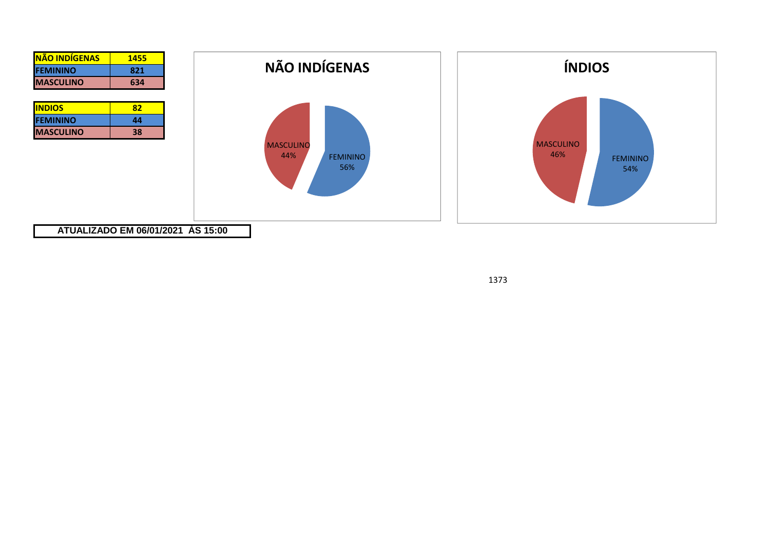| NÃO INDÍGENAS | 1455 |
|---|---|
| FEMININO | 821 |
| MASCULINO | 634 |

| INDIOS | 82 |
|---|---|
| FEMININO | 44 |
| MASCULINO | 38 |

## NÃO INDÍGENAS

MASCULINO 44%

FEMININO 56%

## ÍNDIOS

MASCULINO 46%

FEMININO 54%

**ATUALIZADO EM 06/01/2021 ÀS 15:00**

1373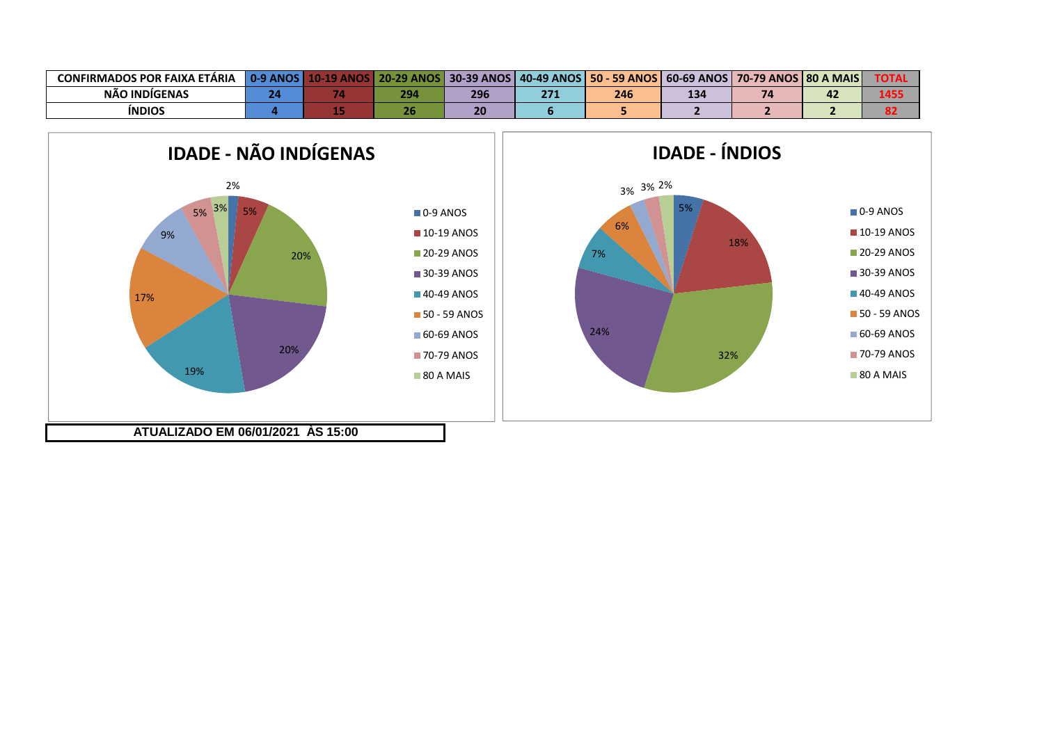| CONFIRMADOS POR FAIXA ETÁRIA | 0-9 ANOS | 10-19 ANOS | 20-29 ANOS | 30-39 ANOS | 40-49 ANOS | 50 - 59 ANOS | 60-69 ANOS | 70-79 ANOS | 80 A MAIS | TOTAL |
|---|---|---|---|---|---|---|---|---|---|---|
| NÃO INDÍGENAS | 24 | 74 | 294 | 296 | 271 | 246 | 134 | 74 | 42 | 1455 |
| ÍNDIOS | 4 | 15 | 26 | 20 | 6 | 5 | 2 | 2 | 2 | 82 |

## IDADE - NÃO INDÍGENAS

| Faixa etária | % |
|---|---|
| 0-9 ANOS | 2% |
| 10-19 ANOS | 5% |
| 20-29 ANOS | 20% |
| 30-39 ANOS | 20% |
| 40-49 ANOS | 19% |
| 50 - 59 ANOS | 17% |
| 60-69 ANOS | 9% |
| 70-79 ANOS | 5% |
| 80 A MAIS | 3% |

## IDADE - ÍNDIOS

| Faixa etária | % |
|---|---|
| 0-9 ANOS | 5% |
| 10-19 ANOS | 18% |
| 20-29 ANOS | 32% |
| 30-39 ANOS | 24% |
| 40-49 ANOS | 7% |
| 50 - 59 ANOS | 6% |
| 60-69 ANOS | 3% |
| 70-79 ANOS | 3% |
| 80 A MAIS | 2% |

**ATUALIZADO EM 06/01/2021 ÀS 15:00**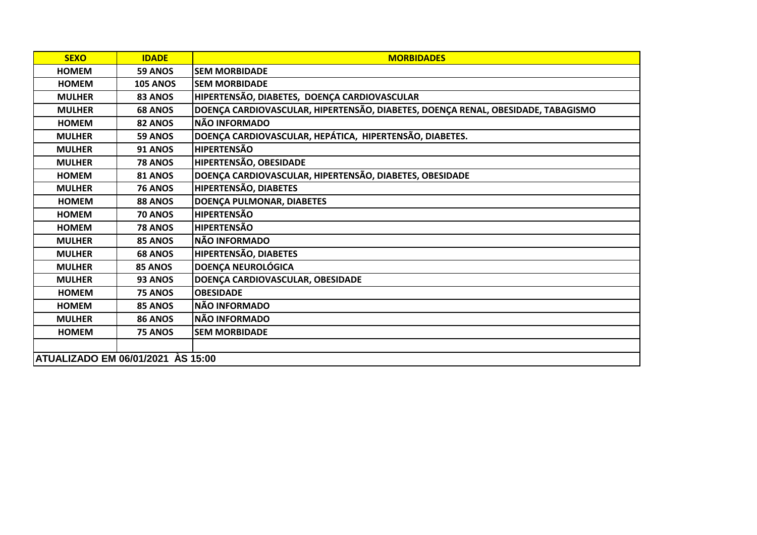| SEXO | IDADE | MORBIDADES |
| --- | --- | --- |
| HOMEM | 59 ANOS | SEM MORBIDADE |
| HOMEM | 105 ANOS | SEM MORBIDADE |
| MULHER | 83 ANOS | HIPERTENSÃO, DIABETES, DOENÇA CARDIOVASCULAR |
| MULHER | 68 ANOS | DOENÇA CARDIOVASCULAR, HIPERTENSÃO, DIABETES, DOENÇA RENAL, OBESIDADE, TABAGISMO |
| HOMEM | 82 ANOS | NÃO INFORMADO |
| MULHER | 59 ANOS | DOENÇA CARDIOVASCULAR, HEPÁTICA, HIPERTENSÃO, DIABETES. |
| MULHER | 91 ANOS | HIPERTENSÃO |
| MULHER | 78 ANOS | HIPERTENSÃO, OBESIDADE |
| HOMEM | 81 ANOS | DOENÇA CARDIOVASCULAR, HIPERTENSÃO, DIABETES, OBESIDADE |
| MULHER | 76 ANOS | HIPERTENSÃO, DIABETES |
| HOMEM | 88 ANOS | DOENÇA PULMONAR, DIABETES |
| HOMEM | 70 ANOS | HIPERTENSÃO |
| HOMEM | 78 ANOS | HIPERTENSÃO |
| MULHER | 85 ANOS | NÃO INFORMADO |
| MULHER | 68 ANOS | HIPERTENSÃO, DIABETES |
| MULHER | 85 ANOS | DOENÇA NEUROLÓGICA |
| MULHER | 93 ANOS | DOENÇA CARDIOVASCULAR, OBESIDADE |
| HOMEM | 75 ANOS | OBESIDADE |
| HOMEM | 85 ANOS | NÃO INFORMADO |
| MULHER | 86 ANOS | NÃO INFORMADO |
| HOMEM | 75 ANOS | SEM MORBIDADE |
| | | |

ATUALIZADO EM 06/01/2021 ÀS 15:00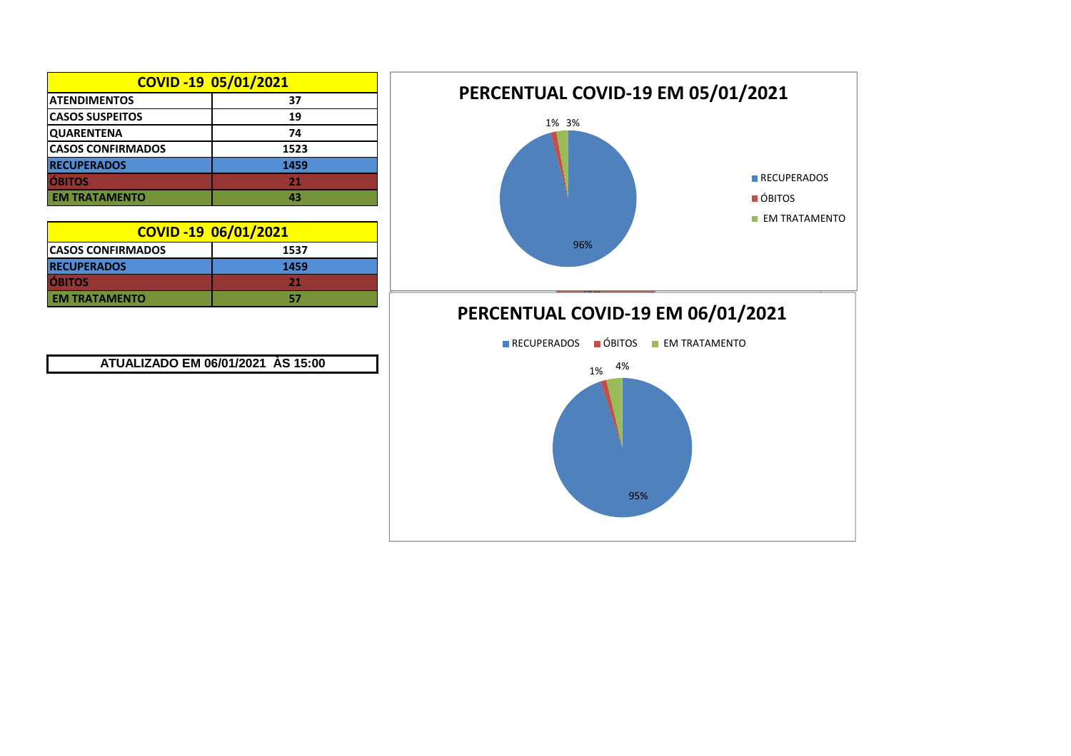| COVID -19 05/01/2021 | |
|---|---|
| ATENDIMENTOS | 37 |
| CASOS SUSPEITOS | 19 |
| QUARENTENA | 74 |
| CASOS CONFIRMADOS | 1523 |
| RECUPERADOS | 1459 |
| ÓBITOS | 21 |
| EM TRATAMENTO | 43 |

| COVID -19 06/01/2021 | |
|---|---|
| CASOS CONFIRMADOS | 1537 |
| RECUPERADOS | 1459 |
| ÓBITOS | 21 |
| EM TRATAMENTO | 57 |

**ATUALIZADO EM 06/01/2021 ÀS 15:00**

**PERCENTUAL COVID-19 EM 05/01/2021**

1% 3%

96%

RECUPERADOS
ÓBITOS
EM TRATAMENTO

**PERCENTUAL COVID-19 EM 06/01/2021**

RECUPERADOS ÓBITOS EM TRATAMENTO

1% 4%

95%